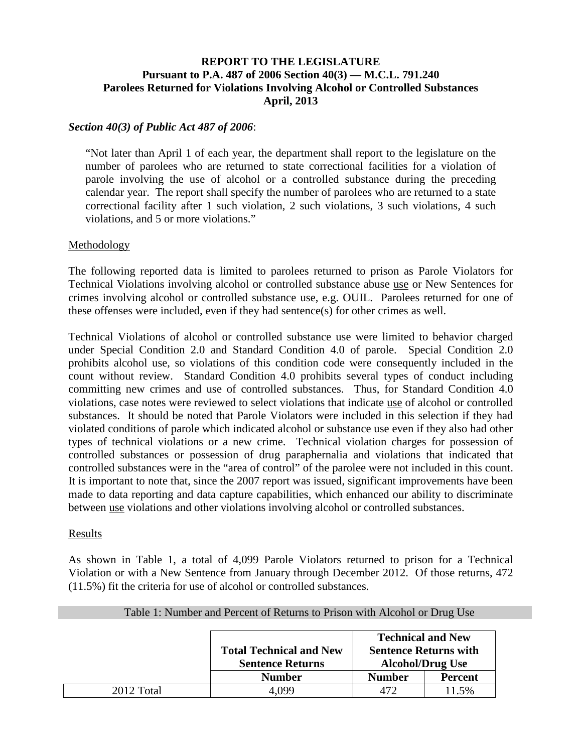**REPORT TO THE LEGISLATURE**
**Pursuant to P.A. 487 of 2006 Section 40(3) — M.C.L. 791.240**
**Parolees Returned for Violations Involving Alcohol or Controlled Substances**
**April, 2013**

***Section 40(3) of Public Act 487 of 2006***:

> "Not later than April 1 of each year, the department shall report to the legislature on the number of parolees who are returned to state correctional facilities for a violation of parole involving the use of alcohol or a controlled substance during the preceding calendar year. The report shall specify the number of parolees who are returned to a state correctional facility after 1 such violation, 2 such violations, 3 such violations, 4 such violations, and 5 or more violations."

Methodology

The following reported data is limited to parolees returned to prison as Parole Violators for Technical Violations involving alcohol or controlled substance abuse use or New Sentences for crimes involving alcohol or controlled substance use, e.g. OUIL. Parolees returned for one of these offenses were included, even if they had sentence(s) for other crimes as well.

Technical Violations of alcohol or controlled substance use were limited to behavior charged under Special Condition 2.0 and Standard Condition 4.0 of parole. Special Condition 2.0 prohibits alcohol use, so violations of this condition code were consequently included in the count without review. Standard Condition 4.0 prohibits several types of conduct including committing new crimes and use of controlled substances. Thus, for Standard Condition 4.0 violations, case notes were reviewed to select violations that indicate use of alcohol or controlled substances. It should be noted that Parole Violators were included in this selection if they had violated conditions of parole which indicated alcohol or substance use even if they also had other types of technical violations or a new crime. Technical violation charges for possession of controlled substances or possession of drug paraphernalia and violations that indicated that controlled substances were in the "area of control" of the parolee were not included in this count. It is important to note that, since the 2007 report was issued, significant improvements have been made to data reporting and data capture capabilities, which enhanced our ability to discriminate between use violations and other violations involving alcohol or controlled substances.

Results

As shown in Table 1, a total of 4,099 Parole Violators returned to prison for a Technical Violation or with a New Sentence from January through December 2012. Of those returns, 472 (11.5%) fit the criteria for use of alcohol or controlled substances.

Table 1: Number and Percent of Returns to Prison with Alcohol or Drug Use

| | **Total Technical and New Sentence Returns** | **Technical and New Sentence Returns with Alcohol/Drug Use** | |
|---|---|---|---|
| | **Number** | **Number** | **Percent** |
| 2012 Total | 4,099 | 472 | 11.5% |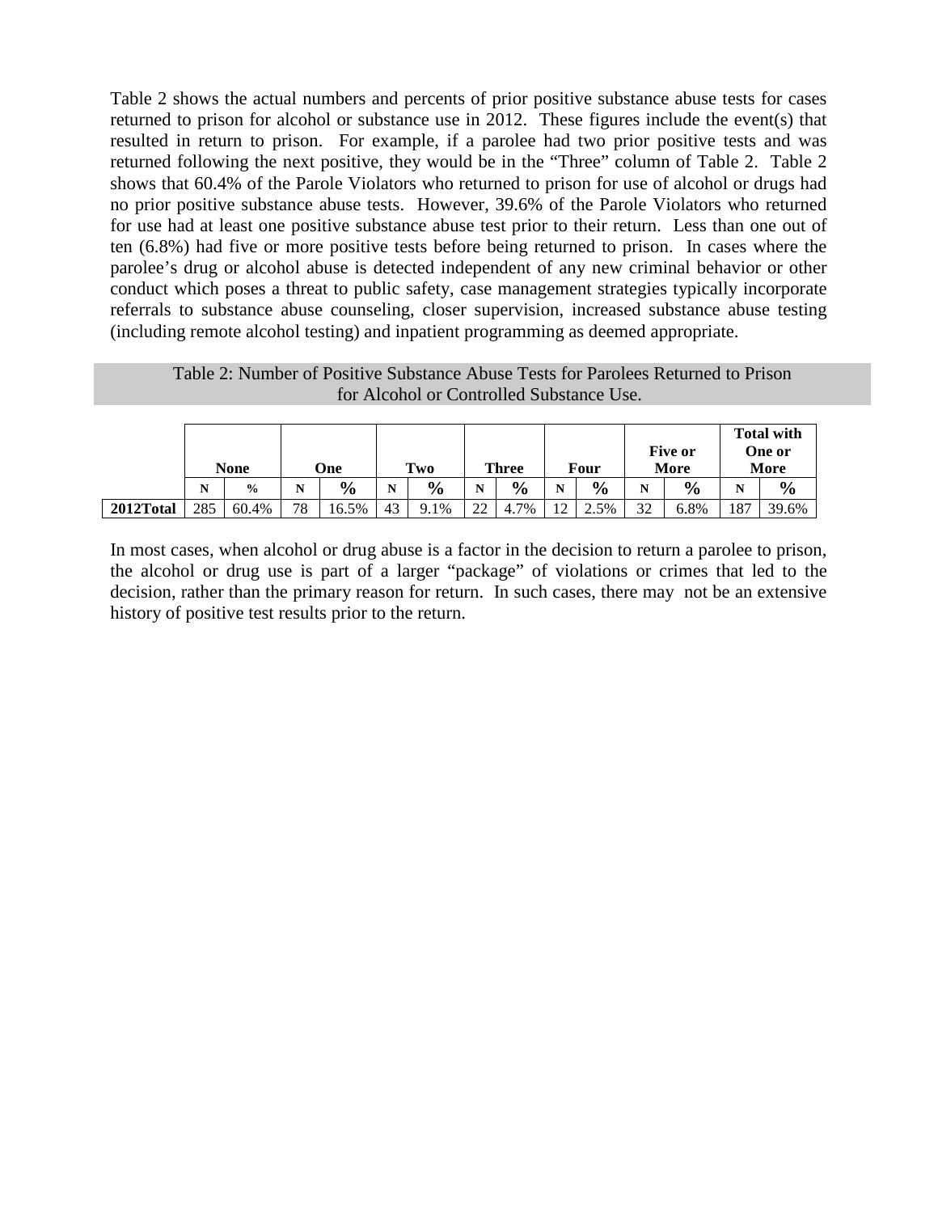Table 2 shows the actual numbers and percents of prior positive substance abuse tests for cases returned to prison for alcohol or substance use in 2012. These figures include the event(s) that resulted in return to prison. For example, if a parolee had two prior positive tests and was returned following the next positive, they would be in the "Three" column of Table 2. Table 2 shows that 60.4% of the Parole Violators who returned to prison for use of alcohol or drugs had no prior positive substance abuse tests. However, 39.6% of the Parole Violators who returned for use had at least one positive substance abuse test prior to their return. Less than one out of ten (6.8%) had five or more positive tests before being returned to prison. In cases where the parolee's drug or alcohol abuse is detected independent of any new criminal behavior or other conduct which poses a threat to public safety, case management strategies typically incorporate referrals to substance abuse counseling, closer supervision, increased substance abuse testing (including remote alcohol testing) and inpatient programming as deemed appropriate.

Table 2: Number of Positive Substance Abuse Tests for Parolees Returned to Prison for Alcohol or Controlled Substance Use.

| | **None** | | **One** | | **Two** | | **Three** | | **Four** | | **Five or More** | | **Total with One or More** | |
|---|---|---|---|---|---|---|---|---|---|---|---|---|---|---|
| | **N** | **%** | **N** | **%** | **N** | **%** | **N** | **%** | **N** | **%** | **N** | **%** | **N** | **%** |
| **2012Total** | 285 | 60.4% | 78 | 16.5% | 43 | 9.1% | 22 | 4.7% | 12 | 2.5% | 32 | 6.8% | 187 | 39.6% |

In most cases, when alcohol or drug abuse is a factor in the decision to return a parolee to prison, the alcohol or drug use is part of a larger "package" of violations or crimes that led to the decision, rather than the primary reason for return. In such cases, there may not be an extensive history of positive test results prior to the return.